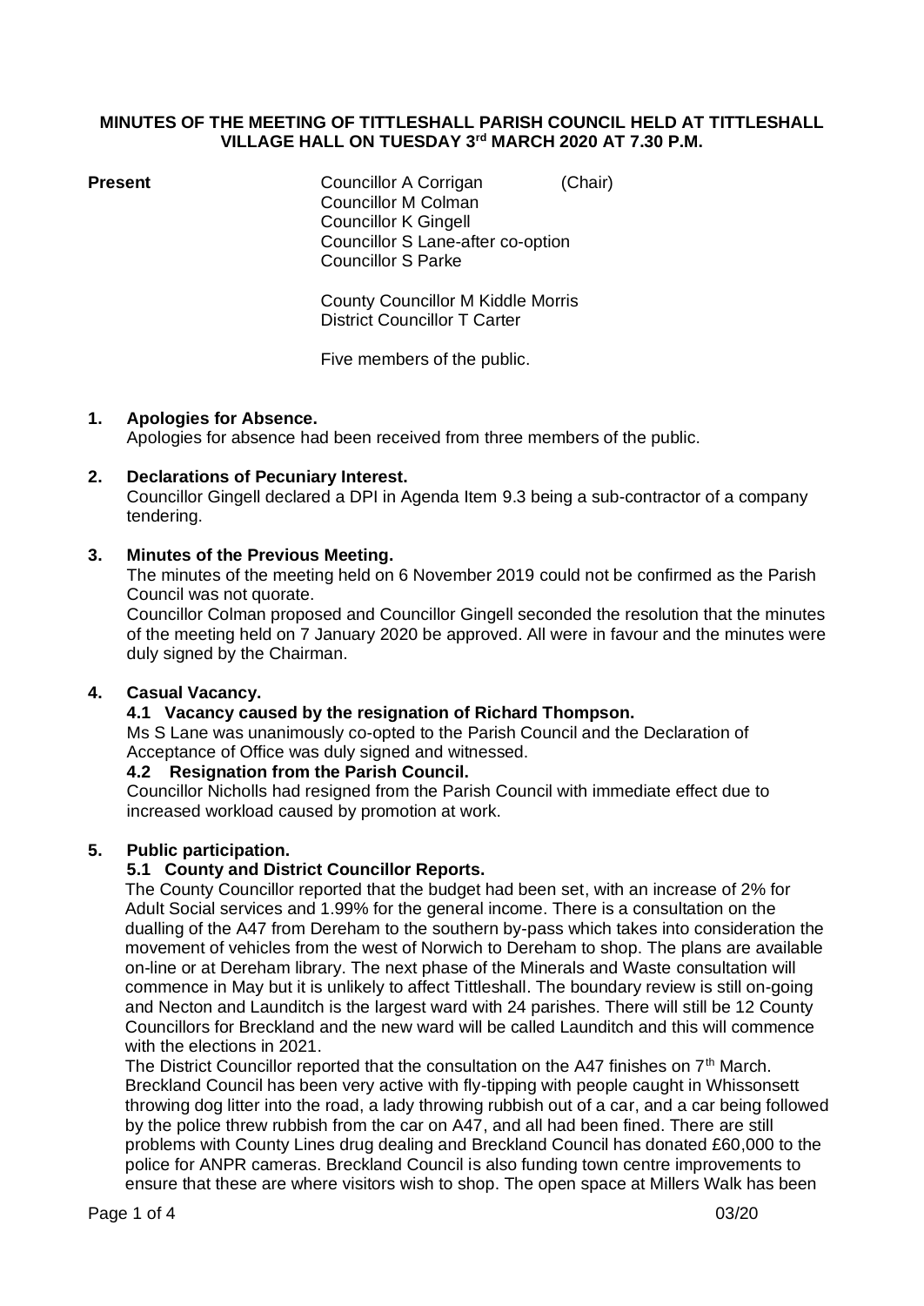# MINUTES OF THE MEETING OF TITTLESHALL PARISH COUNCIL HELD AT TITTLESHALL VILLAGE HALL ON TUESDAY 3rd MARCH 2020 AT 7.30 P.M.

**Present**

Councillor A Corrigan (Chair)
Councillor M Colman
Councillor K Gingell
Councillor S Lane-after co-option
Councillor S Parke

County Councillor M Kiddle Morris
District Councillor T Carter

Five members of the public.

## 1. Apologies for Absence.

Apologies for absence had been received from three members of the public.

## 2. Declarations of Pecuniary Interest.

Councillor Gingell declared a DPI in Agenda Item 9.3 being a sub-contractor of a company tendering.

## 3. Minutes of the Previous Meeting.

The minutes of the meeting held on 6 November 2019 could not be confirmed as the Parish Council was not quorate.

Councillor Colman proposed and Councillor Gingell seconded the resolution that the minutes of the meeting held on 7 January 2020 be approved. All were in favour and the minutes were duly signed by the Chairman.

## 4. Casual Vacancy.

### 4.1 Vacancy caused by the resignation of Richard Thompson.

Ms S Lane was unanimously co-opted to the Parish Council and the Declaration of Acceptance of Office was duly signed and witnessed.

### 4.2 Resignation from the Parish Council.

Councillor Nicholls had resigned from the Parish Council with immediate effect due to increased workload caused by promotion at work.

## 5. Public participation.

### 5.1 County and District Councillor Reports.

The County Councillor reported that the budget had been set, with an increase of 2% for Adult Social services and 1.99% for the general income. There is a consultation on the dualling of the A47 from Dereham to the southern by-pass which takes into consideration the movement of vehicles from the west of Norwich to Dereham to shop. The plans are available on-line or at Dereham library. The next phase of the Minerals and Waste consultation will commence in May but it is unlikely to affect Tittleshall. The boundary review is still on-going and Necton and Launditch is the largest ward with 24 parishes. There will still be 12 County Councillors for Breckland and the new ward will be called Launditch and this will commence with the elections in 2021.

The District Councillor reported that the consultation on the A47 finishes on 7th March. Breckland Council has been very active with fly-tipping with people caught in Whissonsett throwing dog litter into the road, a lady throwing rubbish out of a car, and a car being followed by the police threw rubbish from the car on A47, and all had been fined. There are still problems with County Lines drug dealing and Breckland Council has donated £60,000 to the police for ANPR cameras. Breckland Council is also funding town centre improvements to ensure that these are where visitors wish to shop. The open space at Millers Walk has been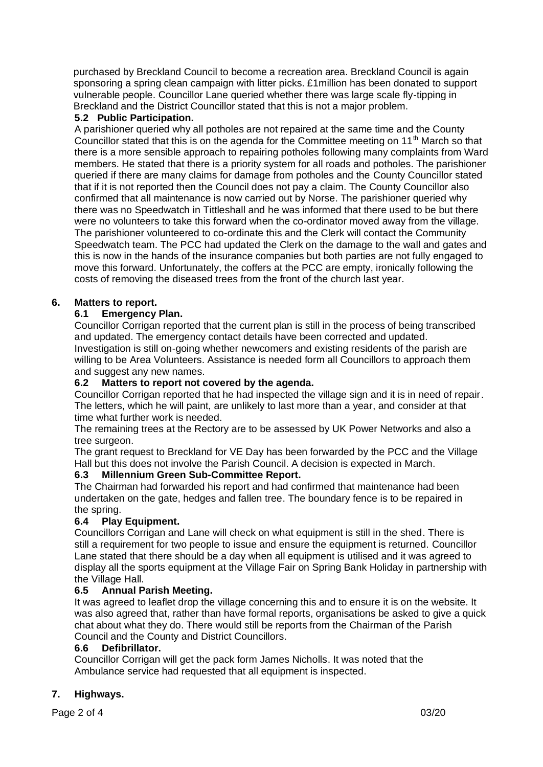purchased by Breckland Council to become a recreation area. Breckland Council is again sponsoring a spring clean campaign with litter picks. £1million has been donated to support vulnerable people. Councillor Lane queried whether there was large scale fly-tipping in Breckland and the District Councillor stated that this is not a major problem.

### 5.2 Public Participation.

A parishioner queried why all potholes are not repaired at the same time and the County Councillor stated that this is on the agenda for the Committee meeting on 11th March so that there is a more sensible approach to repairing potholes following many complaints from Ward members. He stated that there is a priority system for all roads and potholes. The parishioner queried if there are many claims for damage from potholes and the County Councillor stated that if it is not reported then the Council does not pay a claim. The County Councillor also confirmed that all maintenance is now carried out by Norse. The parishioner queried why there was no Speedwatch in Tittleshall and he was informed that there used to be but there were no volunteers to take this forward when the co-ordinator moved away from the village. The parishioner volunteered to co-ordinate this and the Clerk will contact the Community Speedwatch team. The PCC had updated the Clerk on the damage to the wall and gates and this is now in the hands of the insurance companies but both parties are not fully engaged to move this forward. Unfortunately, the coffers at the PCC are empty, ironically following the costs of removing the diseased trees from the front of the church last year.

## 6. Matters to report.

### 6.1 Emergency Plan.

Councillor Corrigan reported that the current plan is still in the process of being transcribed and updated. The emergency contact details have been corrected and updated. Investigation is still on-going whether newcomers and existing residents of the parish are willing to be Area Volunteers. Assistance is needed form all Councillors to approach them and suggest any new names.

### 6.2 Matters to report not covered by the agenda.

Councillor Corrigan reported that he had inspected the village sign and it is in need of repair. The letters, which he will paint, are unlikely to last more than a year, and consider at that time what further work is needed.

The remaining trees at the Rectory are to be assessed by UK Power Networks and also a tree surgeon.

The grant request to Breckland for VE Day has been forwarded by the PCC and the Village Hall but this does not involve the Parish Council. A decision is expected in March.

### 6.3 Millennium Green Sub-Committee Report.

The Chairman had forwarded his report and had confirmed that maintenance had been undertaken on the gate, hedges and fallen tree. The boundary fence is to be repaired in the spring.

### 6.4 Play Equipment.

Councillors Corrigan and Lane will check on what equipment is still in the shed. There is still a requirement for two people to issue and ensure the equipment is returned. Councillor Lane stated that there should be a day when all equipment is utilised and it was agreed to display all the sports equipment at the Village Fair on Spring Bank Holiday in partnership with the Village Hall.

### 6.5 Annual Parish Meeting.

It was agreed to leaflet drop the village concerning this and to ensure it is on the website. It was also agreed that, rather than have formal reports, organisations be asked to give a quick chat about what they do. There would still be reports from the Chairman of the Parish Council and the County and District Councillors.

### 6.6 Defibrillator.

Councillor Corrigan will get the pack form James Nicholls. It was noted that the Ambulance service had requested that all equipment is inspected.

## 7. Highways.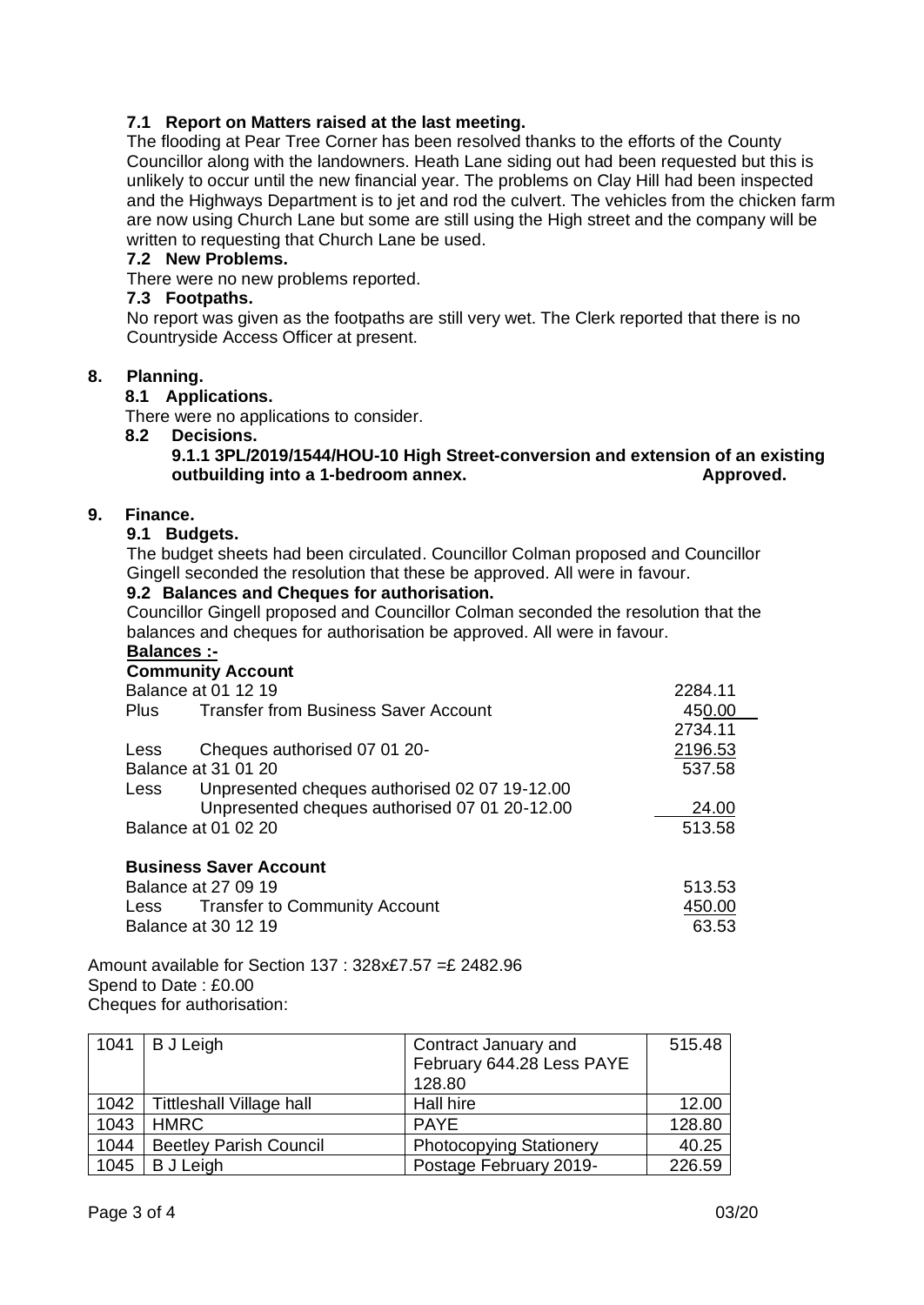### 7.1 Report on Matters raised at the last meeting.

The flooding at Pear Tree Corner has been resolved thanks to the efforts of the County Councillor along with the landowners. Heath Lane siding out had been requested but this is unlikely to occur until the new financial year. The problems on Clay Hill had been inspected and the Highways Department is to jet and rod the culvert. The vehicles from the chicken farm are now using Church Lane but some are still using the High street and the company will be written to requesting that Church Lane be used.

### 7.2 New Problems.

There were no new problems reported.

### 7.3 Footpaths.

No report was given as the footpaths are still very wet. The Clerk reported that there is no Countryside Access Officer at present.

## 8. Planning.

### 8.1 Applications.

There were no applications to consider.

### 8.2 Decisions.

**9.1.1 3PL/2019/1544/HOU-10 High Street-conversion and extension of an existing outbuilding into a 1-bedroom annex. Approved.**

## 9. Finance.

### 9.1 Budgets.

The budget sheets had been circulated. Councillor Colman proposed and Councillor Gingell seconded the resolution that these be approved. All were in favour.

### 9.2 Balances and Cheques for authorisation.

Councillor Gingell proposed and Councillor Colman seconded the resolution that the balances and cheques for authorisation be approved. All were in favour.

**Balances :-**

**Community Account**

| | | |
|---|---|---|
| Balance at 01 12 19 | | 2284.11 |
| Plus | Transfer from Business Saver Account | 450.00 |
| | | 2734.11 |
| Less | Cheques authorised 07 01 20- | 2196.53 |
| Balance at 31 01 20 | | 537.58 |
| Less | Unpresented cheques authorised 02 07 19-12.00 | |
| | Unpresented cheques authorised 07 01 20-12.00 | 24.00 |
| Balance at 01 02 20 | | 513.58 |

**Business Saver Account**

| | | |
|---|---|---|
| Balance at 27 09 19 | | 513.53 |
| Less | Transfer to Community Account | 450.00 |
| Balance at 30 12 19 | | 63.53 |

Amount available for Section 137 : 328x£7.57 =£ 2482.96
Spend to Date : £0.00
Cheques for authorisation:

| | | | |
|---|---|---|---|
| 1041 | B J Leigh | Contract January and February 644.28 Less PAYE 128.80 | 515.48 |
| 1042 | Tittleshall Village hall | Hall hire | 12.00 |
| 1043 | HMRC | PAYE | 128.80 |
| 1044 | Beetley Parish Council | Photocopying Stationery | 40.25 |
| 1045 | B J Leigh | Postage February 2019- | 226.59 |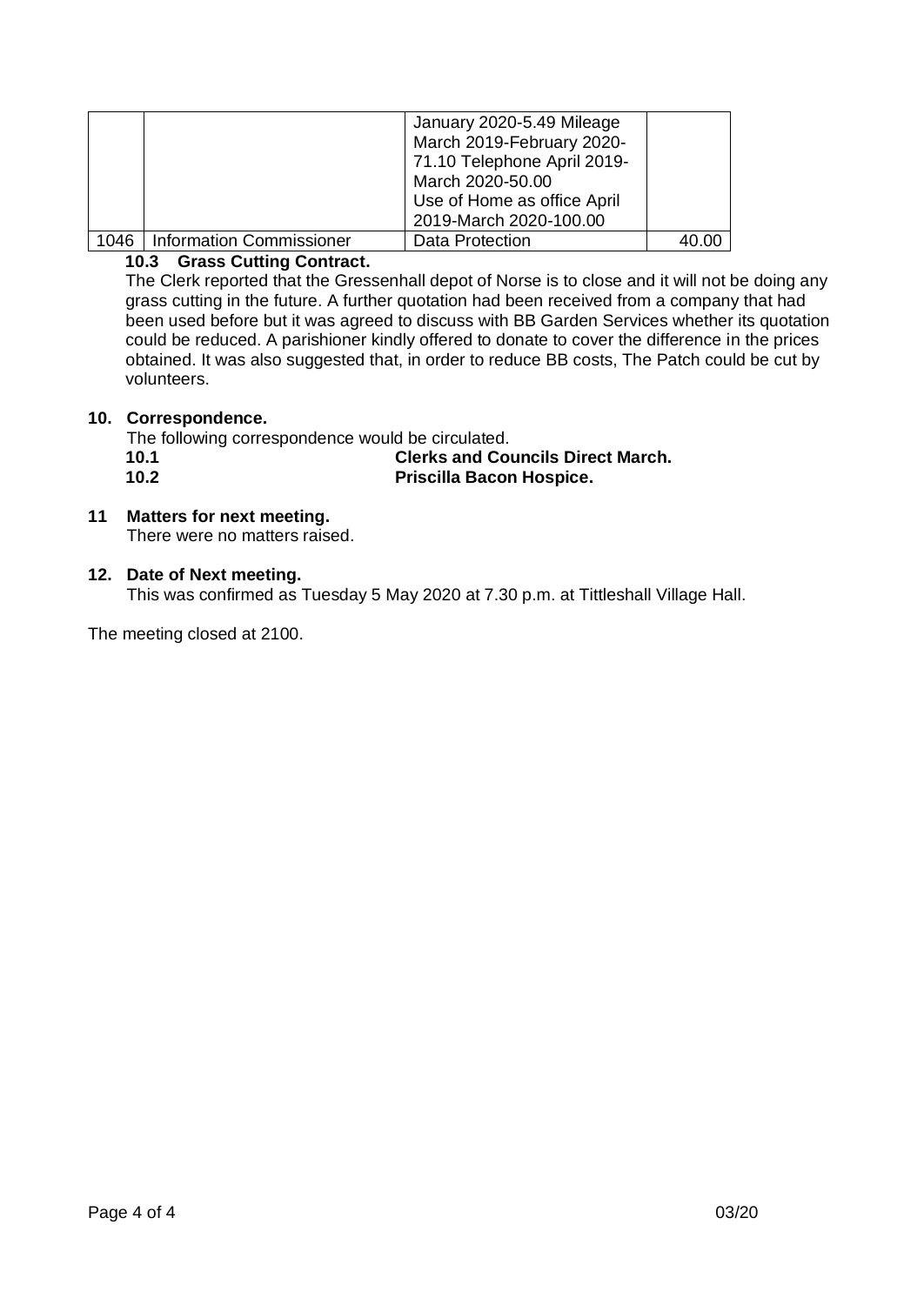| | | | |
|---|---|---|---|
| | | January 2020-5.49 Mileage March 2019-February 2020-71.10 Telephone April 2019-March 2020-50.00 Use of Home as office April 2019-March 2020-100.00 | |
| 1046 | Information Commissioner | Data Protection | 40.00 |

### 10.3 Grass Cutting Contract.

The Clerk reported that the Gressenhall depot of Norse is to close and it will not be doing any grass cutting in the future. A further quotation had been received from a company that had been used before but it was agreed to discuss with BB Garden Services whether its quotation could be reduced. A parishioner kindly offered to donate to cover the difference in the prices obtained. It was also suggested that, in order to reduce BB costs, The Patch could be cut by volunteers.

## 10. Correspondence.

The following correspondence would be circulated.

**10.1** **Clerks and Councils Direct March.**

**10.2** **Priscilla Bacon Hospice.**

## 11 Matters for next meeting.

There were no matters raised.

## 12. Date of Next meeting.

This was confirmed as Tuesday 5 May 2020 at 7.30 p.m. at Tittleshall Village Hall.

The meeting closed at 2100.